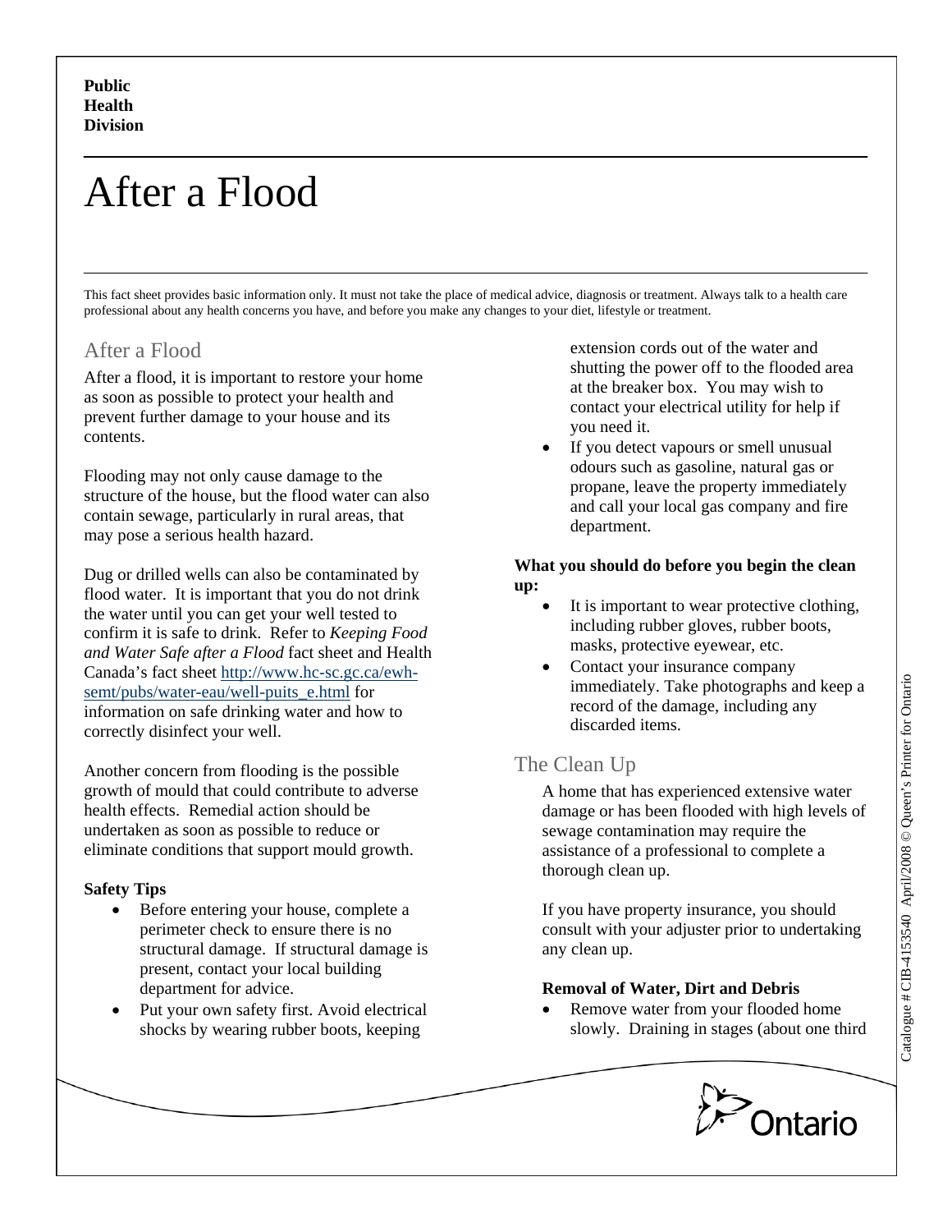**Public Health Division**

# After a Flood

This fact sheet provides basic information only. It must not take the place of medical advice, diagnosis or treatment. Always talk to a health care professional about any health concerns you have, and before you make any changes to your diet, lifestyle or treatment.

## After a Flood

After a flood, it is important to restore your home as soon as possible to protect your health and prevent further damage to your house and its contents.

Flooding may not only cause damage to the structure of the house, but the flood water can also contain sewage, particularly in rural areas, that may pose a serious health hazard.

Dug or drilled wells can also be contaminated by flood water. It is important that you do not drink the water until you can get your well tested to confirm it is safe to drink. Refer to *Keeping Food and Water Safe after a Flood* fact sheet and Health Canada's fact sheet [http://www.hc-sc.gc.ca/ewh-semt/pubs/water-eau/well-puits_e.html](http://www.hc-sc.gc.ca/ewh-semt/pubs/water-eau/well-puits_e.html) for information on safe drinking water and how to correctly disinfect your well.

Another concern from flooding is the possible growth of mould that could contribute to adverse health effects. Remedial action should be undertaken as soon as possible to reduce or eliminate conditions that support mould growth.

**Safety Tips**

- Before entering your house, complete a perimeter check to ensure there is no structural damage. If structural damage is present, contact your local building department for advice.
- Put your own safety first. Avoid electrical shocks by wearing rubber boots, keeping extension cords out of the water and shutting the power off to the flooded area at the breaker box. You may wish to contact your electrical utility for help if you need it.
- If you detect vapours or smell unusual odours such as gasoline, natural gas or propane, leave the property immediately and call your local gas company and fire department.

**What you should do before you begin the clean up:**

- It is important to wear protective clothing, including rubber gloves, rubber boots, masks, protective eyewear, etc.
- Contact your insurance company immediately. Take photographs and keep a record of the damage, including any discarded items.

## The Clean Up

A home that has experienced extensive water damage or has been flooded with high levels of sewage contamination may require the assistance of a professional to complete a thorough clean up.

If you have property insurance, you should consult with your adjuster prior to undertaking any clean up.

**Removal of Water, Dirt and Debris**

- Remove water from your flooded home slowly. Draining in stages (about one third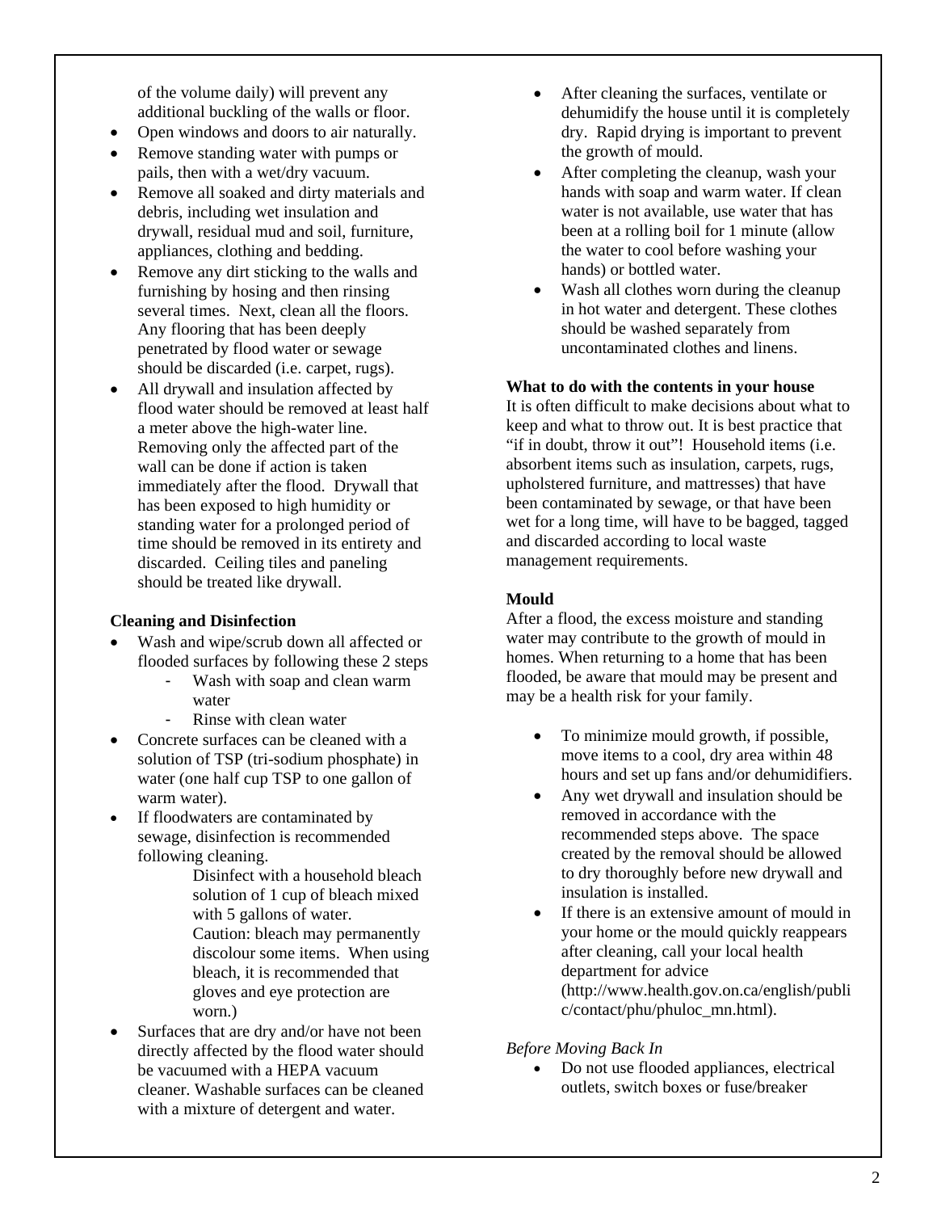of the volume daily) will prevent any additional buckling of the walls or floor.

- Open windows and doors to air naturally.
- Remove standing water with pumps or pails, then with a wet/dry vacuum.
- Remove all soaked and dirty materials and debris, including wet insulation and drywall, residual mud and soil, furniture, appliances, clothing and bedding.
- Remove any dirt sticking to the walls and furnishing by hosing and then rinsing several times. Next, clean all the floors. Any flooring that has been deeply penetrated by flood water or sewage should be discarded (i.e. carpet, rugs).
- All drywall and insulation affected by flood water should be removed at least half a meter above the high-water line. Removing only the affected part of the wall can be done if action is taken immediately after the flood. Drywall that has been exposed to high humidity or standing water for a prolonged period of time should be removed in its entirety and discarded. Ceiling tiles and paneling should be treated like drywall.

**Cleaning and Disinfection**

- Wash and wipe/scrub down all affected or flooded surfaces by following these 2 steps
  - Wash with soap and clean warm water
  - Rinse with clean water
- Concrete surfaces can be cleaned with a solution of TSP (tri-sodium phosphate) in water (one half cup TSP to one gallon of warm water).
- If floodwaters are contaminated by sewage, disinfection is recommended following cleaning.

  Disinfect with a household bleach solution of 1 cup of bleach mixed with 5 gallons of water. Caution: bleach may permanently discolour some items. When using bleach, it is recommended that gloves and eye protection are worn.)
- Surfaces that are dry and/or have not been directly affected by the flood water should be vacuumed with a HEPA vacuum cleaner. Washable surfaces can be cleaned with a mixture of detergent and water.
- After cleaning the surfaces, ventilate or dehumidify the house until it is completely dry. Rapid drying is important to prevent the growth of mould.
- After completing the cleanup, wash your hands with soap and warm water. If clean water is not available, use water that has been at a rolling boil for 1 minute (allow the water to cool before washing your hands) or bottled water.
- Wash all clothes worn during the cleanup in hot water and detergent. These clothes should be washed separately from uncontaminated clothes and linens.

**What to do with the contents in your house**

It is often difficult to make decisions about what to keep and what to throw out. It is best practice that "if in doubt, throw it out"! Household items (i.e. absorbent items such as insulation, carpets, rugs, upholstered furniture, and mattresses) that have been contaminated by sewage, or that have been wet for a long time, will have to be bagged, tagged and discarded according to local waste management requirements.

**Mould**

After a flood, the excess moisture and standing water may contribute to the growth of mould in homes. When returning to a home that has been flooded, be aware that mould may be present and may be a health risk for your family.

- To minimize mould growth, if possible, move items to a cool, dry area within 48 hours and set up fans and/or dehumidifiers.
- Any wet drywall and insulation should be removed in accordance with the recommended steps above. The space created by the removal should be allowed to dry thoroughly before new drywall and insulation is installed.
- If there is an extensive amount of mould in your home or the mould quickly reappears after cleaning, call your local health department for advice (http://www.health.gov.on.ca/english/public/contact/phu/phuloc_mn.html).

*Before Moving Back In*

- Do not use flooded appliances, electrical outlets, switch boxes or fuse/breaker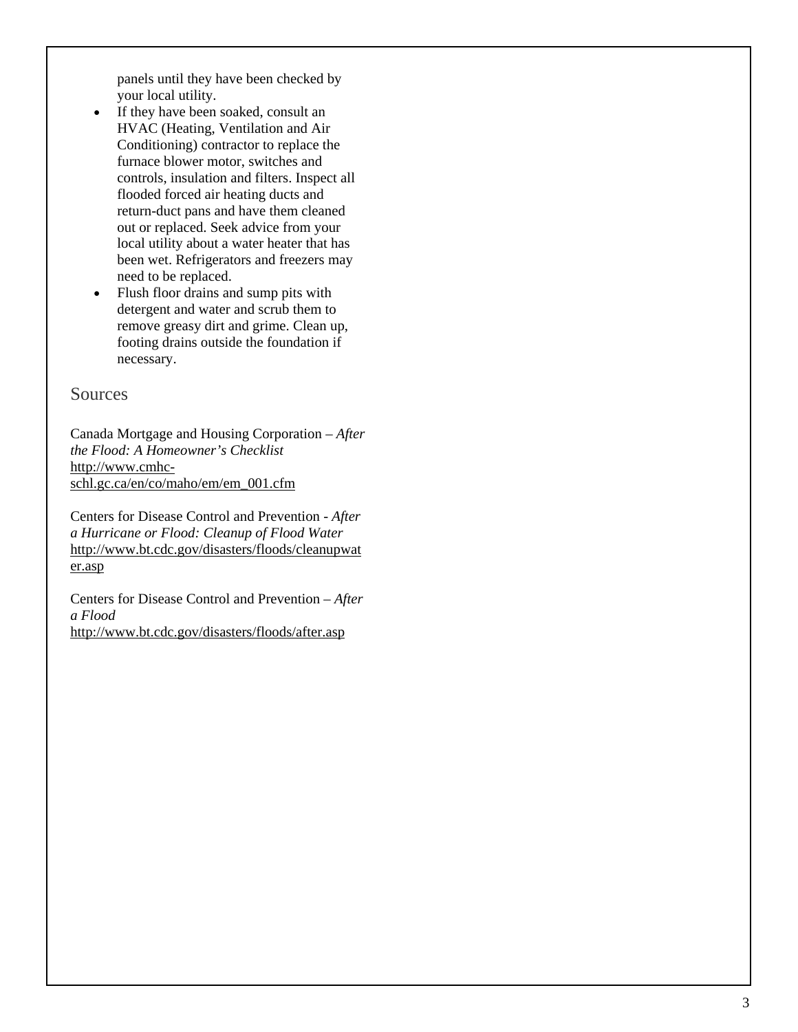panels until they have been checked by your local utility.

- If they have been soaked, consult an HVAC (Heating, Ventilation and Air Conditioning) contractor to replace the furnace blower motor, switches and controls, insulation and filters. Inspect all flooded forced air heating ducts and return-duct pans and have them cleaned out or replaced. Seek advice from your local utility about a water heater that has been wet. Refrigerators and freezers may need to be replaced.
- Flush floor drains and sump pits with detergent and water and scrub them to remove greasy dirt and grime. Clean up, footing drains outside the foundation if necessary.

## Sources

Canada Mortgage and Housing Corporation – *After the Flood: A Homeowner's Checklist*
http://www.cmhc-schl.gc.ca/en/co/maho/em/em_001.cfm

Centers for Disease Control and Prevention - *After a Hurricane or Flood: Cleanup of Flood Water*
http://www.bt.cdc.gov/disasters/floods/cleanupwater.asp

Centers for Disease Control and Prevention – *After a Flood*
http://www.bt.cdc.gov/disasters/floods/after.asp